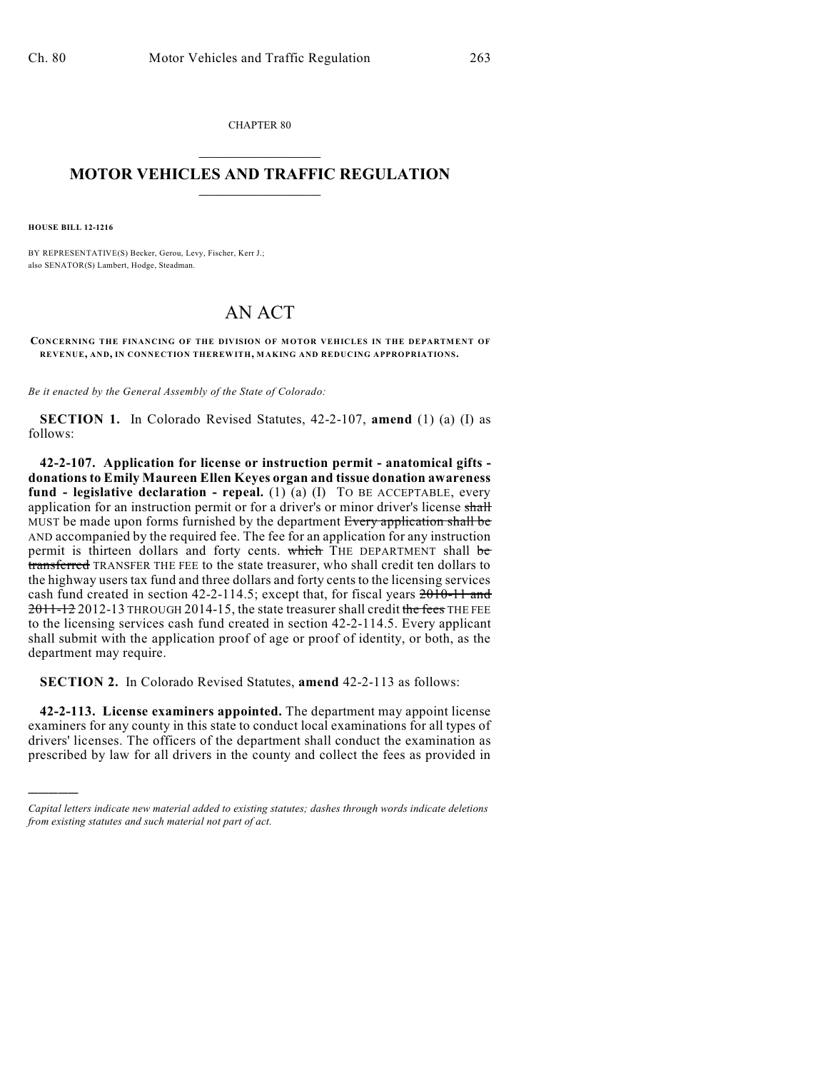CHAPTER 80

# MOTOR VEHICLES AND TRAFFIC REGULATION

**HOUSE BILL 12-1216**

BY REPRESENTATIVE(S) Becker, Gerou, Levy, Fischer, Kerr J.;
also SENATOR(S) Lambert, Hodge, Steadman.

# AN ACT

**CONCERNING THE FINANCING OF THE DIVISION OF MOTOR VEHICLES IN THE DEPARTMENT OF REVENUE, AND, IN CONNECTION THEREWITH, MAKING AND REDUCING APPROPRIATIONS.**

*Be it enacted by the General Assembly of the State of Colorado:*

**SECTION 1.** In Colorado Revised Statutes, 42-2-107, **amend** (1) (a) (I) as follows:

**42-2-107. Application for license or instruction permit - anatomical gifts - donations to Emily Maureen Ellen Keyes organ and tissue donation awareness fund - legislative declaration - repeal.** (1) (a) (I) TO BE ACCEPTABLE, every application for an instruction permit or for a driver's or minor driver's license ~~shall~~ MUST be made upon forms furnished by the department ~~Every application shall be~~ AND accompanied by the required fee. The fee for an application for any instruction permit is thirteen dollars and forty cents. ~~which~~ THE DEPARTMENT shall ~~be transferred~~ TRANSFER THE FEE to the state treasurer, who shall credit ten dollars to the highway users tax fund and three dollars and forty cents to the licensing services cash fund created in section 42-2-114.5; except that, for fiscal years ~~2010-11 and 2011-12~~ 2012-13 THROUGH 2014-15, the state treasurer shall credit ~~the fees~~ THE FEE to the licensing services cash fund created in section 42-2-114.5. Every applicant shall submit with the application proof of age or proof of identity, or both, as the department may require.

**SECTION 2.** In Colorado Revised Statutes, **amend** 42-2-113 as follows:

**42-2-113. License examiners appointed.** The department may appoint license examiners for any county in this state to conduct local examinations for all types of drivers' licenses. The officers of the department shall conduct the examination as prescribed by law for all drivers in the county and collect the fees as provided in

---

*Capital letters indicate new material added to existing statutes; dashes through words indicate deletions from existing statutes and such material not part of act.*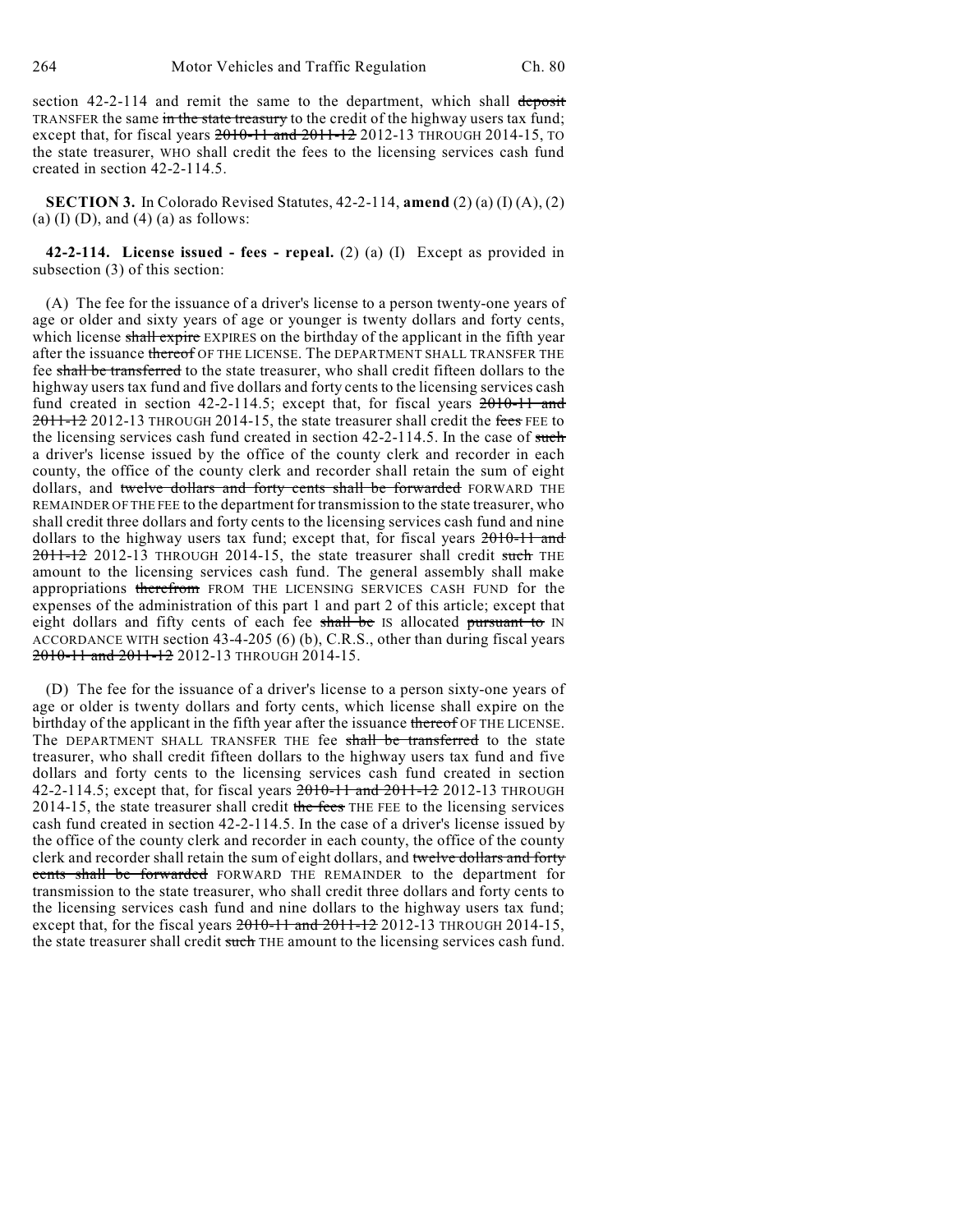section 42-2-114 and remit the same to the department, which shall ~~deposit~~ TRANSFER the same ~~in the state treasury~~ to the credit of the highway users tax fund; except that, for fiscal years ~~2010-11 and 2011-12~~ 2012-13 THROUGH 2014-15, TO the state treasurer, WHO shall credit the fees to the licensing services cash fund created in section 42-2-114.5.

**SECTION 3.** In Colorado Revised Statutes, 42-2-114, **amend** (2) (a) (I) (A), (2) (a) (I) (D), and (4) (a) as follows:

**42-2-114. License issued - fees - repeal.** (2) (a) (I) Except as provided in subsection (3) of this section:

(A) The fee for the issuance of a driver's license to a person twenty-one years of age or older and sixty years of age or younger is twenty dollars and forty cents, which license ~~shall expire~~ EXPIRES on the birthday of the applicant in the fifth year after the issuance ~~thereof~~ OF THE LICENSE. The DEPARTMENT SHALL TRANSFER THE fee ~~shall be transferred~~ to the state treasurer, who shall credit fifteen dollars to the highway users tax fund and five dollars and forty cents to the licensing services cash fund created in section 42-2-114.5; except that, for fiscal years ~~2010-11 and 2011-12~~ 2012-13 THROUGH 2014-15, the state treasurer shall credit the ~~fees~~ FEE to the licensing services cash fund created in section 42-2-114.5. In the case of ~~such~~ a driver's license issued by the office of the county clerk and recorder in each county, the office of the county clerk and recorder shall retain the sum of eight dollars, and ~~twelve dollars and forty cents shall be forwarded~~ FORWARD THE REMAINDER OF THE FEE to the department for transmission to the state treasurer, who shall credit three dollars and forty cents to the licensing services cash fund and nine dollars to the highway users tax fund; except that, for fiscal years ~~2010-11 and 2011-12~~ 2012-13 THROUGH 2014-15, the state treasurer shall credit ~~such~~ THE amount to the licensing services cash fund. The general assembly shall make appropriations ~~therefrom~~ FROM THE LICENSING SERVICES CASH FUND for the expenses of the administration of this part 1 and part 2 of this article; except that eight dollars and fifty cents of each fee ~~shall be~~ IS allocated ~~pursuant to~~ IN ACCORDANCE WITH section 43-4-205 (6) (b), C.R.S., other than during fiscal years ~~2010-11 and 2011-12~~ 2012-13 THROUGH 2014-15.

(D) The fee for the issuance of a driver's license to a person sixty-one years of age or older is twenty dollars and forty cents, which license shall expire on the birthday of the applicant in the fifth year after the issuance ~~thereof~~ OF THE LICENSE. The DEPARTMENT SHALL TRANSFER THE fee ~~shall be transferred~~ to the state treasurer, who shall credit fifteen dollars to the highway users tax fund and five dollars and forty cents to the licensing services cash fund created in section 42-2-114.5; except that, for fiscal years ~~2010-11 and 2011-12~~ 2012-13 THROUGH 2014-15, the state treasurer shall credit ~~the fees~~ THE FEE to the licensing services cash fund created in section 42-2-114.5. In the case of a driver's license issued by the office of the county clerk and recorder in each county, the office of the county clerk and recorder shall retain the sum of eight dollars, and ~~twelve dollars and forty cents shall be forwarded~~ FORWARD THE REMAINDER to the department for transmission to the state treasurer, who shall credit three dollars and forty cents to the licensing services cash fund and nine dollars to the highway users tax fund; except that, for the fiscal years ~~2010-11 and 2011-12~~ 2012-13 THROUGH 2014-15, the state treasurer shall credit ~~such~~ THE amount to the licensing services cash fund.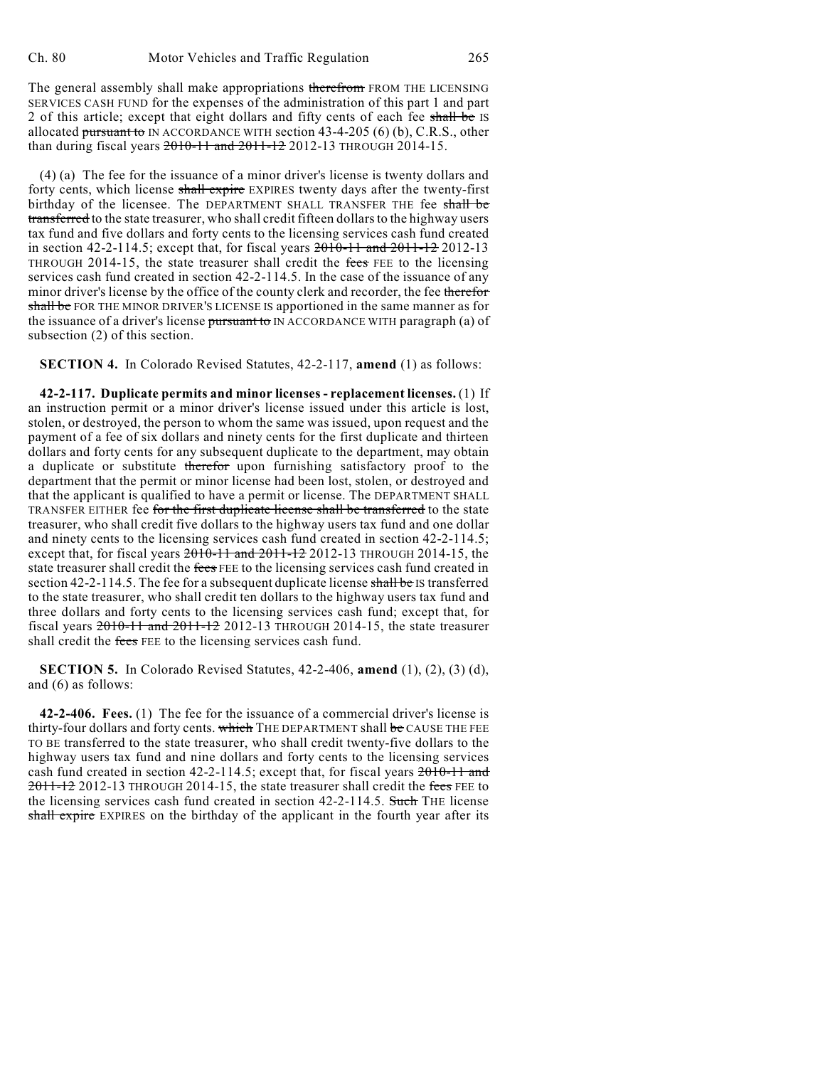The general assembly shall make appropriations ~~therefrom~~ FROM THE LICENSING SERVICES CASH FUND for the expenses of the administration of this part 1 and part 2 of this article; except that eight dollars and fifty cents of each fee ~~shall be~~ IS allocated ~~pursuant to~~ IN ACCORDANCE WITH section 43-4-205 (6) (b), C.R.S., other than during fiscal years ~~2010-11 and 2011-12~~ 2012-13 THROUGH 2014-15.

(4) (a) The fee for the issuance of a minor driver's license is twenty dollars and forty cents, which license ~~shall expire~~ EXPIRES twenty days after the twenty-first birthday of the licensee. The DEPARTMENT SHALL TRANSFER THE fee ~~shall be transferred~~ to the state treasurer, who shall credit fifteen dollars to the highway users tax fund and five dollars and forty cents to the licensing services cash fund created in section 42-2-114.5; except that, for fiscal years ~~2010-11 and 2011-12~~ 2012-13 THROUGH 2014-15, the state treasurer shall credit the ~~fees~~ FEE to the licensing services cash fund created in section 42-2-114.5. In the case of the issuance of any minor driver's license by the office of the county clerk and recorder, the fee ~~therefor shall be~~ FOR THE MINOR DRIVER'S LICENSE IS apportioned in the same manner as for the issuance of a driver's license ~~pursuant to~~ IN ACCORDANCE WITH paragraph (a) of subsection (2) of this section.

**SECTION 4.** In Colorado Revised Statutes, 42-2-117, **amend** (1) as follows:

**42-2-117. Duplicate permits and minor licenses - replacement licenses.** (1) If an instruction permit or a minor driver's license issued under this article is lost, stolen, or destroyed, the person to whom the same was issued, upon request and the payment of a fee of six dollars and ninety cents for the first duplicate and thirteen dollars and forty cents for any subsequent duplicate to the department, may obtain a duplicate or substitute ~~therefor~~ upon furnishing satisfactory proof to the department that the permit or minor license had been lost, stolen, or destroyed and that the applicant is qualified to have a permit or license. The DEPARTMENT SHALL TRANSFER EITHER fee ~~for the first duplicate license shall be transferred~~ to the state treasurer, who shall credit five dollars to the highway users tax fund and one dollar and ninety cents to the licensing services cash fund created in section 42-2-114.5; except that, for fiscal years ~~2010-11 and 2011-12~~ 2012-13 THROUGH 2014-15, the state treasurer shall credit the ~~fees~~ FEE to the licensing services cash fund created in section 42-2-114.5. The fee for a subsequent duplicate license ~~shall be~~ IS transferred to the state treasurer, who shall credit ten dollars to the highway users tax fund and three dollars and forty cents to the licensing services cash fund; except that, for fiscal years ~~2010-11 and 2011-12~~ 2012-13 THROUGH 2014-15, the state treasurer shall credit the ~~fees~~ FEE to the licensing services cash fund.

**SECTION 5.** In Colorado Revised Statutes, 42-2-406, **amend** (1), (2), (3) (d), and (6) as follows:

**42-2-406. Fees.** (1) The fee for the issuance of a commercial driver's license is thirty-four dollars and forty cents. ~~which~~ THE DEPARTMENT shall ~~be~~ CAUSE THE FEE TO BE transferred to the state treasurer, who shall credit twenty-five dollars to the highway users tax fund and nine dollars and forty cents to the licensing services cash fund created in section 42-2-114.5; except that, for fiscal years ~~2010-11 and 2011-12~~ 2012-13 THROUGH 2014-15, the state treasurer shall credit the ~~fees~~ FEE to the licensing services cash fund created in section 42-2-114.5. ~~Such~~ THE license ~~shall expire~~ EXPIRES on the birthday of the applicant in the fourth year after its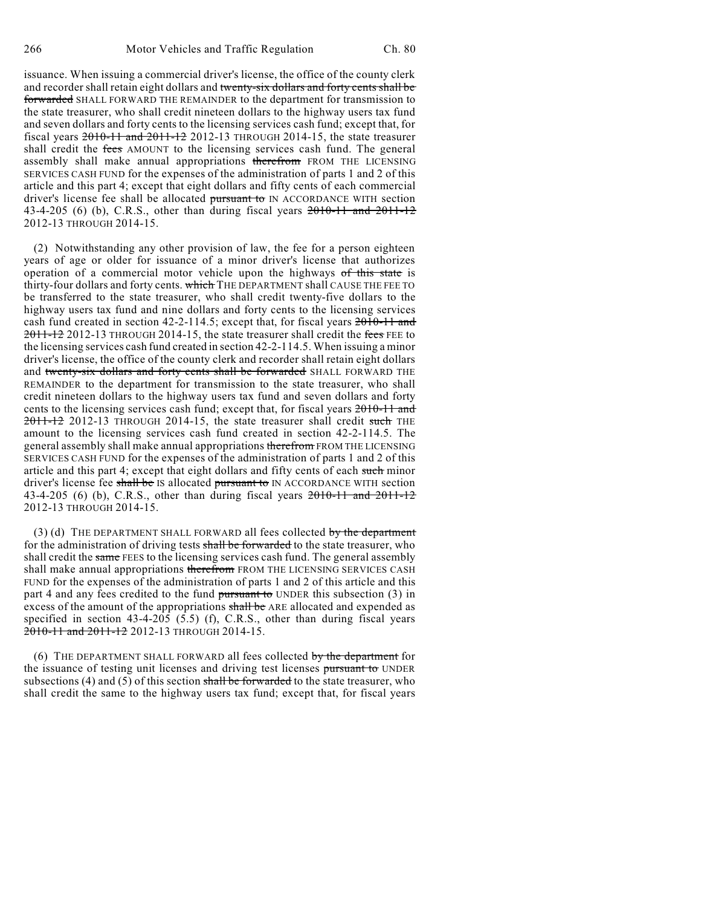issuance. When issuing a commercial driver's license, the office of the county clerk and recorder shall retain eight dollars and ~~twenty-six dollars and forty cents shall be forwarded~~ SHALL FORWARD THE REMAINDER to the department for transmission to the state treasurer, who shall credit nineteen dollars to the highway users tax fund and seven dollars and forty cents to the licensing services cash fund; except that, for fiscal years ~~2010-11 and 2011-12~~ 2012-13 THROUGH 2014-15, the state treasurer shall credit the ~~fees~~ AMOUNT to the licensing services cash fund. The general assembly shall make annual appropriations ~~therefrom~~ FROM THE LICENSING SERVICES CASH FUND for the expenses of the administration of parts 1 and 2 of this article and this part 4; except that eight dollars and fifty cents of each commercial driver's license fee shall be allocated ~~pursuant to~~ IN ACCORDANCE WITH section 43-4-205 (6) (b), C.R.S., other than during fiscal years ~~2010-11 and 2011-12~~ 2012-13 THROUGH 2014-15.

(2) Notwithstanding any other provision of law, the fee for a person eighteen years of age or older for issuance of a minor driver's license that authorizes operation of a commercial motor vehicle upon the highways ~~of this state~~ is thirty-four dollars and forty cents. ~~which~~ THE DEPARTMENT shall CAUSE THE FEE TO be transferred to the state treasurer, who shall credit twenty-five dollars to the highway users tax fund and nine dollars and forty cents to the licensing services cash fund created in section 42-2-114.5; except that, for fiscal years ~~2010-11 and 2011-12~~ 2012-13 THROUGH 2014-15, the state treasurer shall credit the ~~fees~~ FEE to the licensing services cash fund created in section 42-2-114.5. When issuing a minor driver's license, the office of the county clerk and recorder shall retain eight dollars and ~~twenty-six dollars and forty cents shall be forwarded~~ SHALL FORWARD THE REMAINDER to the department for transmission to the state treasurer, who shall credit nineteen dollars to the highway users tax fund and seven dollars and forty cents to the licensing services cash fund; except that, for fiscal years ~~2010-11 and 2011-12~~ 2012-13 THROUGH 2014-15, the state treasurer shall credit ~~such~~ THE amount to the licensing services cash fund created in section 42-2-114.5. The general assembly shall make annual appropriations ~~therefrom~~ FROM THE LICENSING SERVICES CASH FUND for the expenses of the administration of parts 1 and 2 of this article and this part 4; except that eight dollars and fifty cents of each ~~such~~ minor driver's license fee ~~shall be~~ IS allocated ~~pursuant to~~ IN ACCORDANCE WITH section 43-4-205 (6) (b), C.R.S., other than during fiscal years ~~2010-11 and 2011-12~~ 2012-13 THROUGH 2014-15.

(3) (d) THE DEPARTMENT SHALL FORWARD all fees collected ~~by the department~~ for the administration of driving tests ~~shall be forwarded~~ to the state treasurer, who shall credit the ~~same~~ FEES to the licensing services cash fund. The general assembly shall make annual appropriations ~~therefrom~~ FROM THE LICENSING SERVICES CASH FUND for the expenses of the administration of parts 1 and 2 of this article and this part 4 and any fees credited to the fund ~~pursuant to~~ UNDER this subsection (3) in excess of the amount of the appropriations ~~shall be~~ ARE allocated and expended as specified in section 43-4-205 (5.5) (f), C.R.S., other than during fiscal years ~~2010-11 and 2011-12~~ 2012-13 THROUGH 2014-15.

(6) THE DEPARTMENT SHALL FORWARD all fees collected ~~by the department~~ for the issuance of testing unit licenses and driving test licenses ~~pursuant to~~ UNDER subsections (4) and (5) of this section ~~shall be forwarded~~ to the state treasurer, who shall credit the same to the highway users tax fund; except that, for fiscal years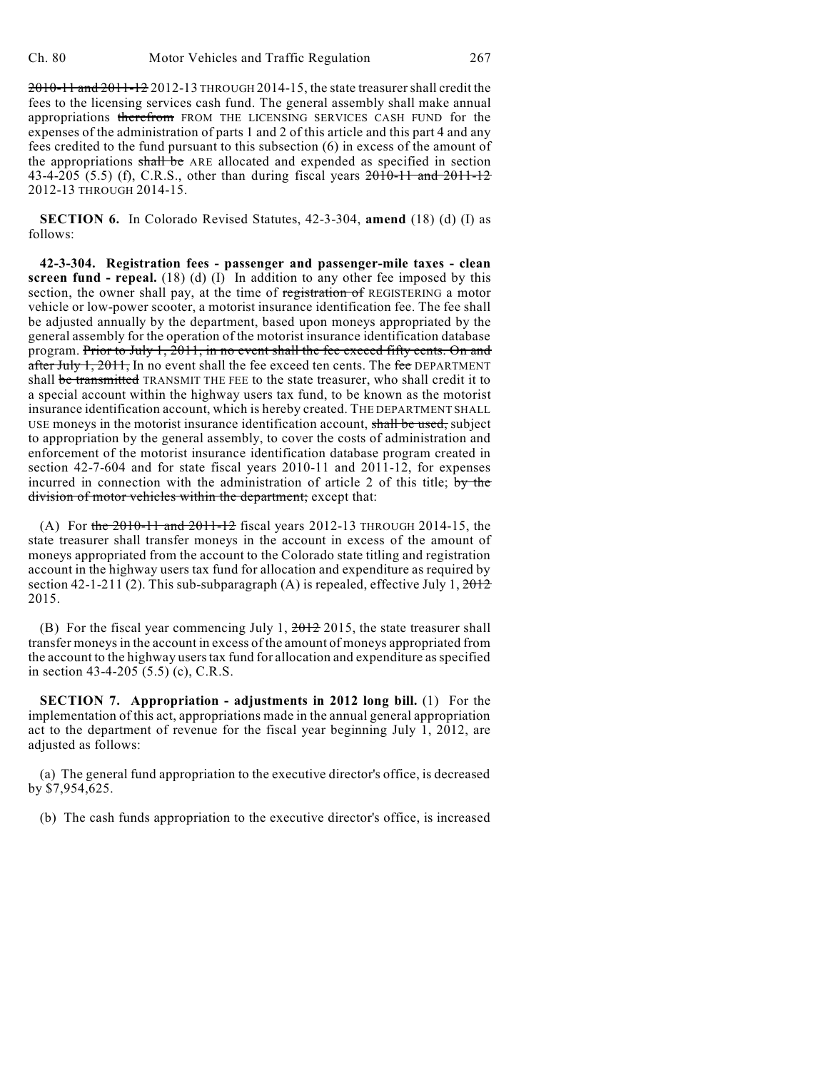~~2010-11 and 2011-12~~ 2012-13 THROUGH 2014-15, the state treasurer shall credit the fees to the licensing services cash fund. The general assembly shall make annual appropriations ~~therefrom~~ FROM THE LICENSING SERVICES CASH FUND for the expenses of the administration of parts 1 and 2 of this article and this part 4 and any fees credited to the fund pursuant to this subsection (6) in excess of the amount of the appropriations ~~shall be~~ ARE allocated and expended as specified in section 43-4-205 (5.5) (f), C.R.S., other than during fiscal years ~~2010-11 and 2011-12~~ 2012-13 THROUGH 2014-15.

**SECTION 6.** In Colorado Revised Statutes, 42-3-304, **amend** (18) (d) (I) as follows:

**42-3-304. Registration fees - passenger and passenger-mile taxes - clean screen fund - repeal.** (18) (d) (I) In addition to any other fee imposed by this section, the owner shall pay, at the time of ~~registration of~~ REGISTERING a motor vehicle or low-power scooter, a motorist insurance identification fee. The fee shall be adjusted annually by the department, based upon moneys appropriated by the general assembly for the operation of the motorist insurance identification database program. ~~Prior to July 1, 2011, in no event shall the fee exceed fifty cents. On and after July 1, 2011,~~ In no event shall the fee exceed ten cents. The ~~fee~~ DEPARTMENT shall ~~be transmitted~~ TRANSMIT THE FEE to the state treasurer, who shall credit it to a special account within the highway users tax fund, to be known as the motorist insurance identification account, which is hereby created. THE DEPARTMENT SHALL USE moneys in the motorist insurance identification account, ~~shall be used,~~ subject to appropriation by the general assembly, to cover the costs of administration and enforcement of the motorist insurance identification database program created in section 42-7-604 and for state fiscal years 2010-11 and 2011-12, for expenses incurred in connection with the administration of article 2 of this title; ~~by the division of motor vehicles within the department;~~ except that:

(A) For ~~the 2010-11 and 2011-12~~ fiscal years 2012-13 THROUGH 2014-15, the state treasurer shall transfer moneys in the account in excess of the amount of moneys appropriated from the account to the Colorado state titling and registration account in the highway users tax fund for allocation and expenditure as required by section 42-1-211 (2). This sub-subparagraph (A) is repealed, effective July 1, ~~2012~~ 2015.

(B) For the fiscal year commencing July 1, ~~2012~~ 2015, the state treasurer shall transfer moneys in the account in excess of the amount of moneys appropriated from the account to the highway users tax fund for allocation and expenditure as specified in section 43-4-205 (5.5) (c), C.R.S.

**SECTION 7. Appropriation - adjustments in 2012 long bill.** (1) For the implementation of this act, appropriations made in the annual general appropriation act to the department of revenue for the fiscal year beginning July 1, 2012, are adjusted as follows:

(a) The general fund appropriation to the executive director's office, is decreased by $7,954,625.

(b) The cash funds appropriation to the executive director's office, is increased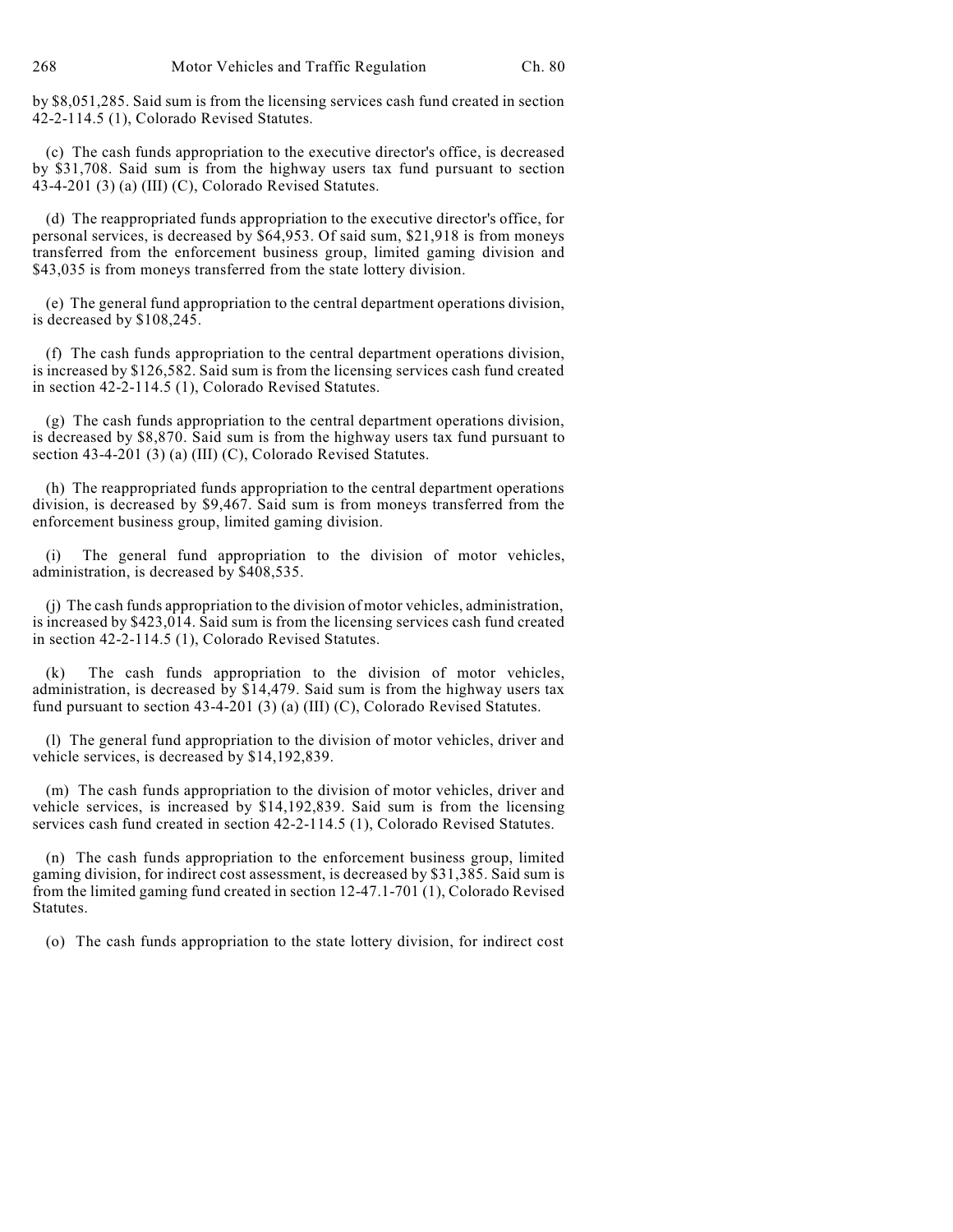by $8,051,285. Said sum is from the licensing services cash fund created in section 42-2-114.5 (1), Colorado Revised Statutes.

(c) The cash funds appropriation to the executive director's office, is decreased by $31,708. Said sum is from the highway users tax fund pursuant to section 43-4-201 (3) (a) (III) (C), Colorado Revised Statutes.

(d) The reappropriated funds appropriation to the executive director's office, for personal services, is decreased by $64,953. Of said sum, $21,918 is from moneys transferred from the enforcement business group, limited gaming division and $43,035 is from moneys transferred from the state lottery division.

(e) The general fund appropriation to the central department operations division, is decreased by $108,245.

(f) The cash funds appropriation to the central department operations division, is increased by $126,582. Said sum is from the licensing services cash fund created in section 42-2-114.5 (1), Colorado Revised Statutes.

(g) The cash funds appropriation to the central department operations division, is decreased by $8,870. Said sum is from the highway users tax fund pursuant to section 43-4-201 (3) (a) (III) (C), Colorado Revised Statutes.

(h) The reappropriated funds appropriation to the central department operations division, is decreased by $9,467. Said sum is from moneys transferred from the enforcement business group, limited gaming division.

(i) The general fund appropriation to the division of motor vehicles, administration, is decreased by $408,535.

(j) The cash funds appropriation to the division of motor vehicles, administration, is increased by $423,014. Said sum is from the licensing services cash fund created in section 42-2-114.5 (1), Colorado Revised Statutes.

(k) The cash funds appropriation to the division of motor vehicles, administration, is decreased by $14,479. Said sum is from the highway users tax fund pursuant to section 43-4-201 (3) (a) (III) (C), Colorado Revised Statutes.

(l) The general fund appropriation to the division of motor vehicles, driver and vehicle services, is decreased by $14,192,839.

(m) The cash funds appropriation to the division of motor vehicles, driver and vehicle services, is increased by $14,192,839. Said sum is from the licensing services cash fund created in section 42-2-114.5 (1), Colorado Revised Statutes.

(n) The cash funds appropriation to the enforcement business group, limited gaming division, for indirect cost assessment, is decreased by $31,385. Said sum is from the limited gaming fund created in section 12-47.1-701 (1), Colorado Revised Statutes.

(o) The cash funds appropriation to the state lottery division, for indirect cost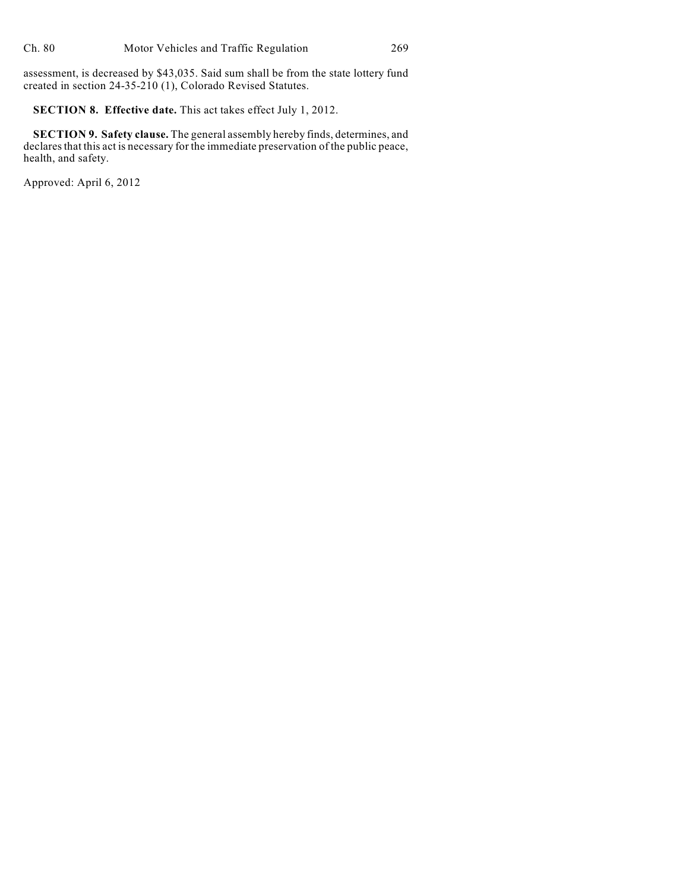assessment, is decreased by $43,035. Said sum shall be from the state lottery fund created in section 24-35-210 (1), Colorado Revised Statutes.

**SECTION 8. Effective date.** This act takes effect July 1, 2012.

**SECTION 9. Safety clause.** The general assembly hereby finds, determines, and declares that this act is necessary for the immediate preservation of the public peace, health, and safety.

Approved: April 6, 2012